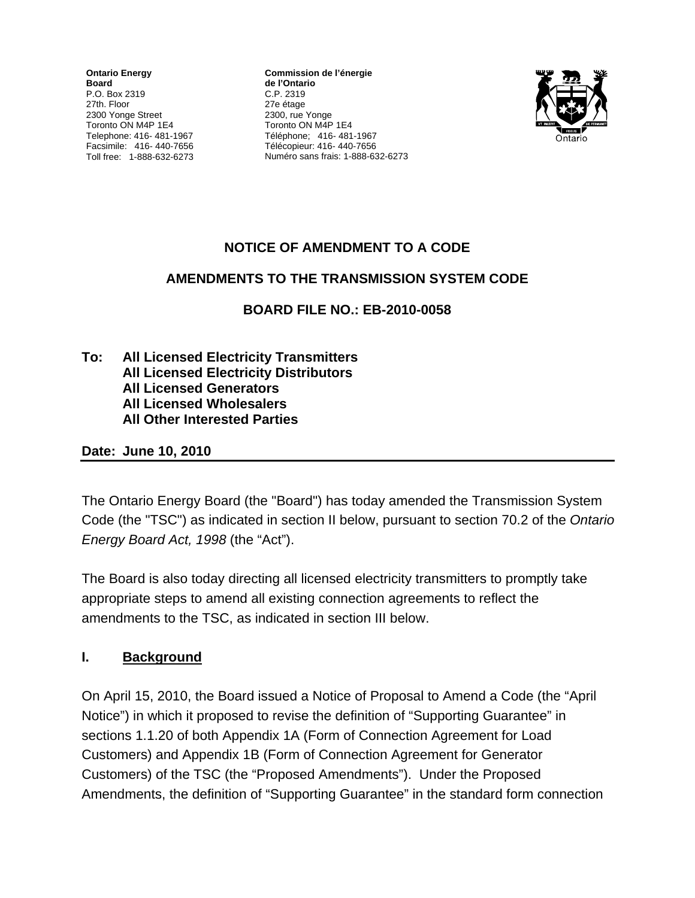**Ontario Energy Board**
P.O. Box 2319
27th. Floor
2300 Yonge Street
Toronto ON M4P 1E4
Telephone: 416- 481-1967
Facsimile: 416- 440-7656
Toll free: 1-888-632-6273

**Commission de l'énergie de l'Ontario**
C.P. 2319
27e étage
2300, rue Yonge
Toronto ON M4P 1E4
Téléphone; 416- 481-1967
Télécopieur: 416- 440-7656
Numéro sans frais: 1-888-632-6273

## NOTICE OF AMENDMENT TO A CODE

## AMENDMENTS TO THE TRANSMISSION SYSTEM CODE

## BOARD FILE NO.: EB-2010-0058

**To: All Licensed Electricity Transmitters**
**All Licensed Electricity Distributors**
**All Licensed Generators**
**All Licensed Wholesalers**
**All Other Interested Parties**

**Date: June 10, 2010**

The Ontario Energy Board (the "Board") has today amended the Transmission System Code (the "TSC") as indicated in section II below, pursuant to section 70.2 of the *Ontario Energy Board Act, 1998* (the "Act").

The Board is also today directing all licensed electricity transmitters to promptly take appropriate steps to amend all existing connection agreements to reflect the amendments to the TSC, as indicated in section III below.

### I. Background

On April 15, 2010, the Board issued a Notice of Proposal to Amend a Code (the "April Notice") in which it proposed to revise the definition of "Supporting Guarantee" in sections 1.1.20 of both Appendix 1A (Form of Connection Agreement for Load Customers) and Appendix 1B (Form of Connection Agreement for Generator Customers) of the TSC (the "Proposed Amendments"). Under the Proposed Amendments, the definition of "Supporting Guarantee" in the standard form connection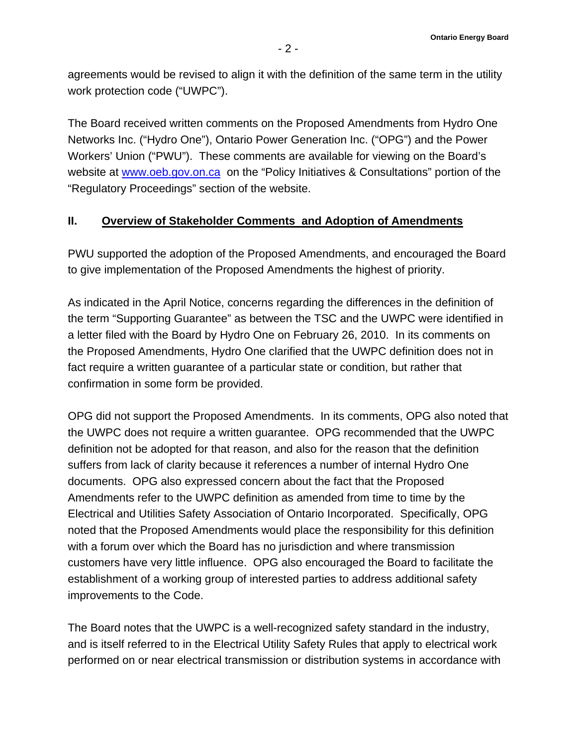agreements would be revised to align it with the definition of the same term in the utility work protection code ("UWPC").

The Board received written comments on the Proposed Amendments from Hydro One Networks Inc. ("Hydro One"), Ontario Power Generation Inc. ("OPG") and the Power Workers' Union ("PWU"). These comments are available for viewing on the Board's website at www.oeb.gov.on.ca on the "Policy Initiatives & Consultations" portion of the "Regulatory Proceedings" section of the website.

## II. Overview of Stakeholder Comments and Adoption of Amendments

PWU supported the adoption of the Proposed Amendments, and encouraged the Board to give implementation of the Proposed Amendments the highest of priority.

As indicated in the April Notice, concerns regarding the differences in the definition of the term "Supporting Guarantee" as between the TSC and the UWPC were identified in a letter filed with the Board by Hydro One on February 26, 2010. In its comments on the Proposed Amendments, Hydro One clarified that the UWPC definition does not in fact require a written guarantee of a particular state or condition, but rather that confirmation in some form be provided.

OPG did not support the Proposed Amendments. In its comments, OPG also noted that the UWPC does not require a written guarantee. OPG recommended that the UWPC definition not be adopted for that reason, and also for the reason that the definition suffers from lack of clarity because it references a number of internal Hydro One documents. OPG also expressed concern about the fact that the Proposed Amendments refer to the UWPC definition as amended from time to time by the Electrical and Utilities Safety Association of Ontario Incorporated. Specifically, OPG noted that the Proposed Amendments would place the responsibility for this definition with a forum over which the Board has no jurisdiction and where transmission customers have very little influence. OPG also encouraged the Board to facilitate the establishment of a working group of interested parties to address additional safety improvements to the Code.

The Board notes that the UWPC is a well-recognized safety standard in the industry, and is itself referred to in the Electrical Utility Safety Rules that apply to electrical work performed on or near electrical transmission or distribution systems in accordance with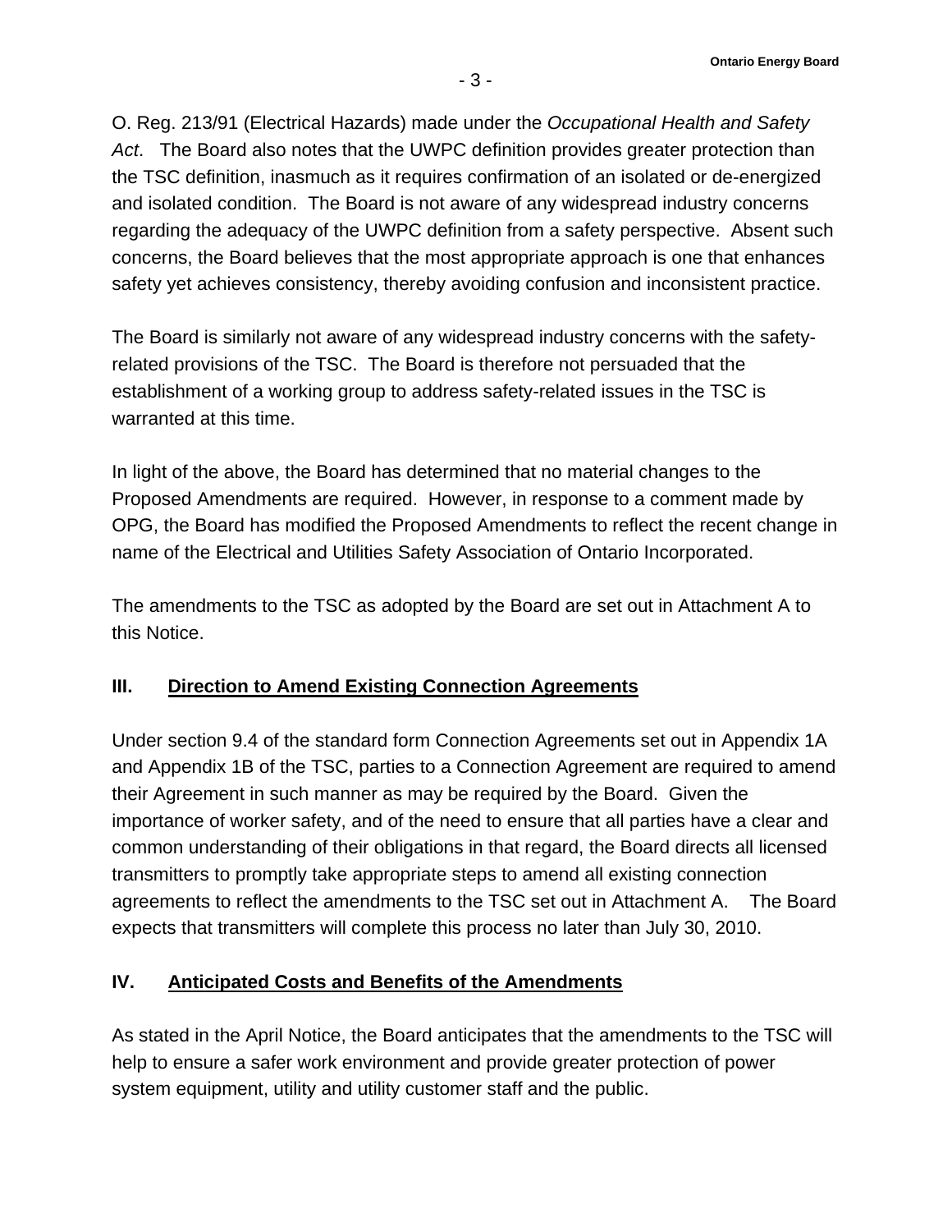O. Reg. 213/91 (Electrical Hazards) made under the *Occupational Health and Safety Act*. The Board also notes that the UWPC definition provides greater protection than the TSC definition, inasmuch as it requires confirmation of an isolated or de-energized and isolated condition. The Board is not aware of any widespread industry concerns regarding the adequacy of the UWPC definition from a safety perspective. Absent such concerns, the Board believes that the most appropriate approach is one that enhances safety yet achieves consistency, thereby avoiding confusion and inconsistent practice.

The Board is similarly not aware of any widespread industry concerns with the safety-related provisions of the TSC. The Board is therefore not persuaded that the establishment of a working group to address safety-related issues in the TSC is warranted at this time.

In light of the above, the Board has determined that no material changes to the Proposed Amendments are required. However, in response to a comment made by OPG, the Board has modified the Proposed Amendments to reflect the recent change in name of the Electrical and Utilities Safety Association of Ontario Incorporated.

The amendments to the TSC as adopted by the Board are set out in Attachment A to this Notice.

## III. Direction to Amend Existing Connection Agreements

Under section 9.4 of the standard form Connection Agreements set out in Appendix 1A and Appendix 1B of the TSC, parties to a Connection Agreement are required to amend their Agreement in such manner as may be required by the Board. Given the importance of worker safety, and of the need to ensure that all parties have a clear and common understanding of their obligations in that regard, the Board directs all licensed transmitters to promptly take appropriate steps to amend all existing connection agreements to reflect the amendments to the TSC set out in Attachment A. The Board expects that transmitters will complete this process no later than July 30, 2010.

## IV. Anticipated Costs and Benefits of the Amendments

As stated in the April Notice, the Board anticipates that the amendments to the TSC will help to ensure a safer work environment and provide greater protection of power system equipment, utility and utility customer staff and the public.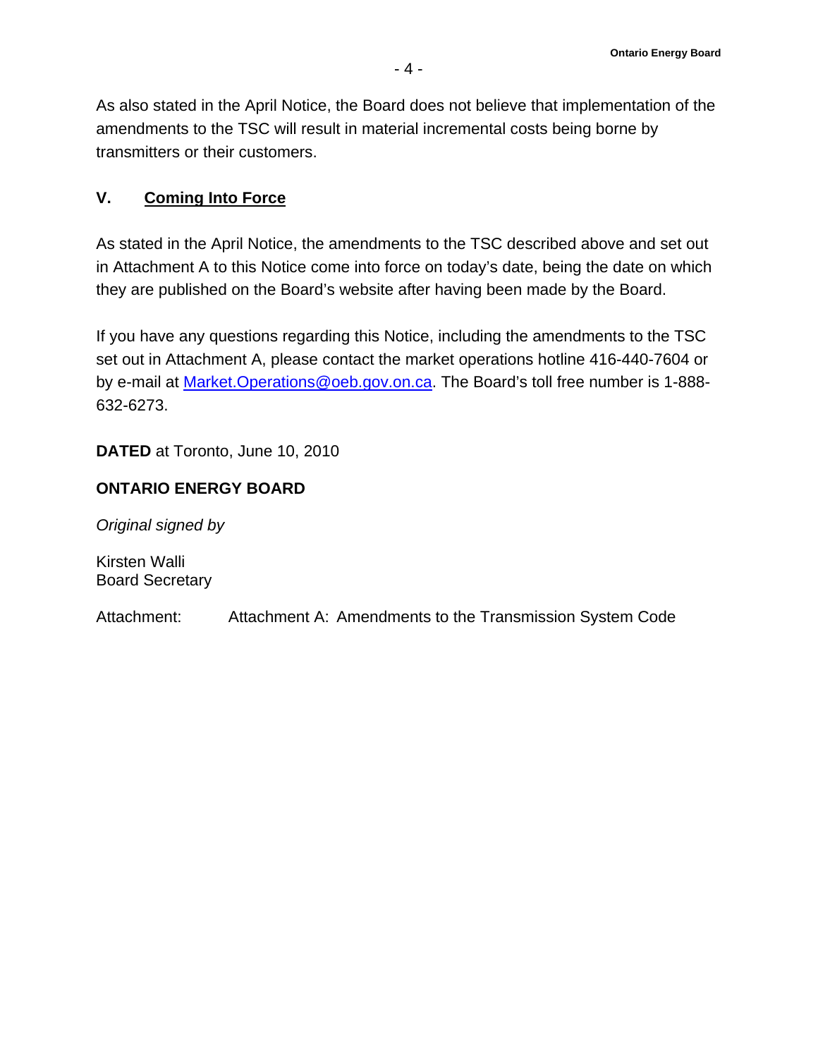As also stated in the April Notice, the Board does not believe that implementation of the amendments to the TSC will result in material incremental costs being borne by transmitters or their customers.

## V. Coming Into Force

As stated in the April Notice, the amendments to the TSC described above and set out in Attachment A to this Notice come into force on today's date, being the date on which they are published on the Board's website after having been made by the Board.

If you have any questions regarding this Notice, including the amendments to the TSC set out in Attachment A, please contact the market operations hotline 416-440-7604 or by e-mail at Market.Operations@oeb.gov.on.ca. The Board's toll free number is 1-888-632-6273.

**DATED** at Toronto, June 10, 2010

**ONTARIO ENERGY BOARD**

*Original signed by*

Kirsten Walli
Board Secretary

Attachment: Attachment A: Amendments to the Transmission System Code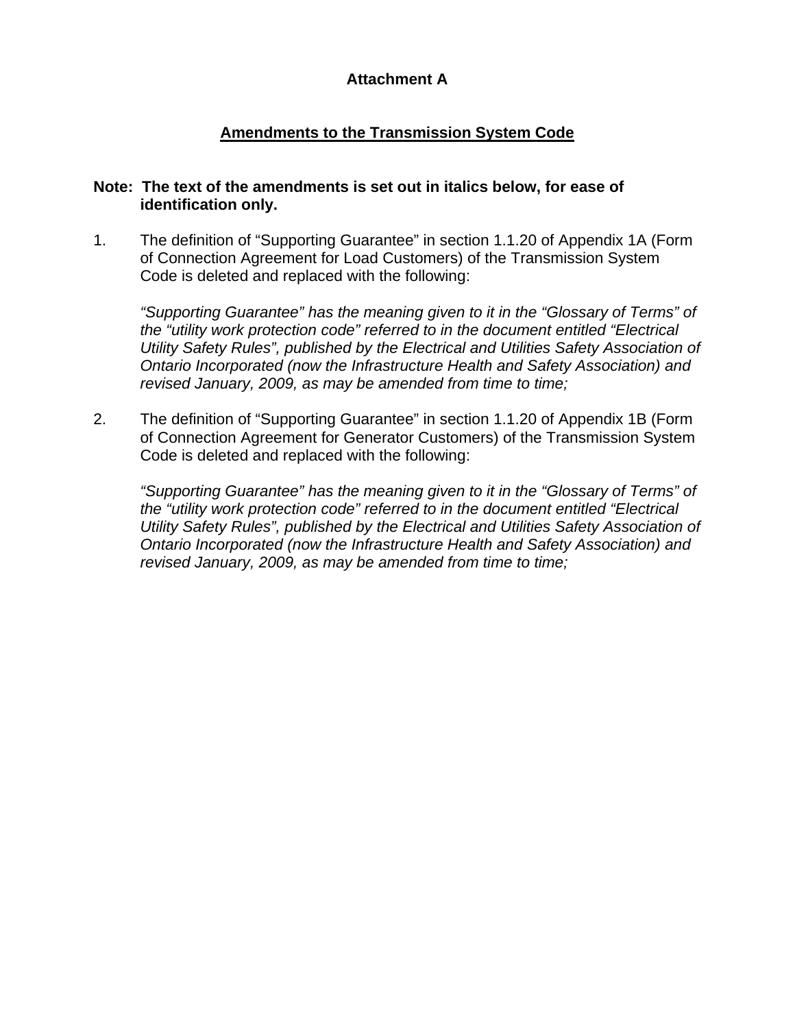**Attachment A**

**Amendments to the Transmission System Code**

**Note: The text of the amendments is set out in italics below, for ease of identification only.**

1. The definition of "Supporting Guarantee" in section 1.1.20 of Appendix 1A (Form of Connection Agreement for Load Customers) of the Transmission System Code is deleted and replaced with the following:

   *"Supporting Guarantee" has the meaning given to it in the "Glossary of Terms" of the "utility work protection code" referred to in the document entitled "Electrical Utility Safety Rules", published by the Electrical and Utilities Safety Association of Ontario Incorporated (now the Infrastructure Health and Safety Association) and revised January, 2009, as may be amended from time to time;*

2. The definition of "Supporting Guarantee" in section 1.1.20 of Appendix 1B (Form of Connection Agreement for Generator Customers) of the Transmission System Code is deleted and replaced with the following:

   *"Supporting Guarantee" has the meaning given to it in the "Glossary of Terms" of the "utility work protection code" referred to in the document entitled "Electrical Utility Safety Rules", published by the Electrical and Utilities Safety Association of Ontario Incorporated (now the Infrastructure Health and Safety Association) and revised January, 2009, as may be amended from time to time;*